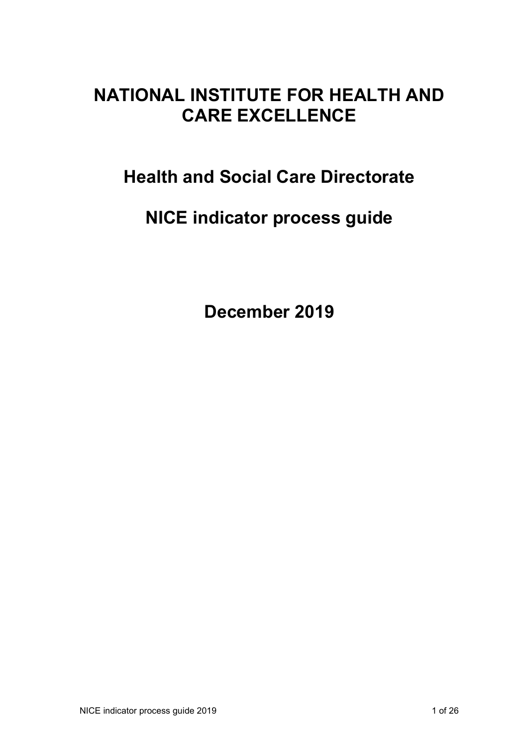# NATIONAL INSTITUTE FOR HEALTH AND CARE EXCELLENCE

## Health and Social Care Directorate

## NICE indicator process guide

**December 2019**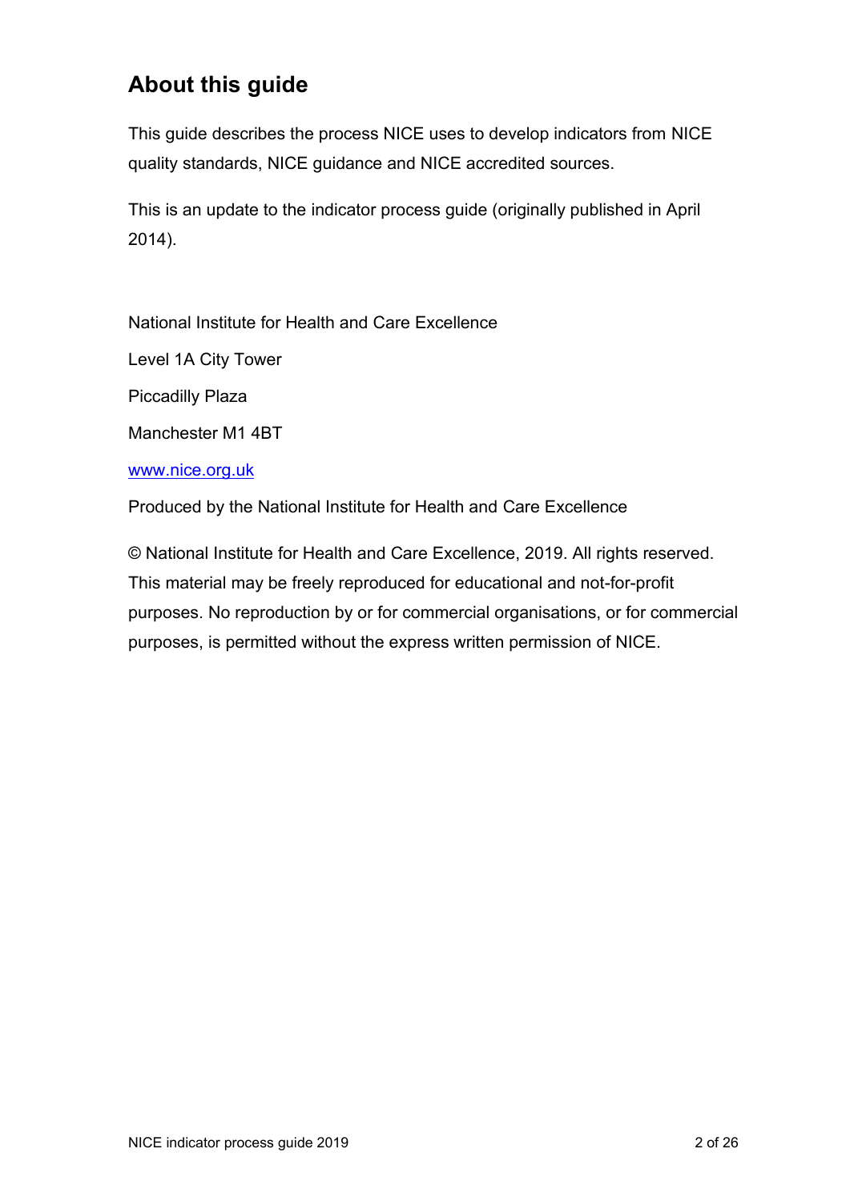## About this guide

This guide describes the process NICE uses to develop indicators from NICE quality standards, NICE guidance and NICE accredited sources.

This is an update to the indicator process guide (originally published in April 2014).

National Institute for Health and Care Excellence

Level 1A City Tower

Piccadilly Plaza

Manchester M1 4BT

[www.nice.org.uk](http://www.nice.org.uk)

Produced by the National Institute for Health and Care Excellence

© National Institute for Health and Care Excellence, 2019. All rights reserved. This material may be freely reproduced for educational and not-for-profit purposes. No reproduction by or for commercial organisations, or for commercial purposes, is permitted without the express written permission of NICE.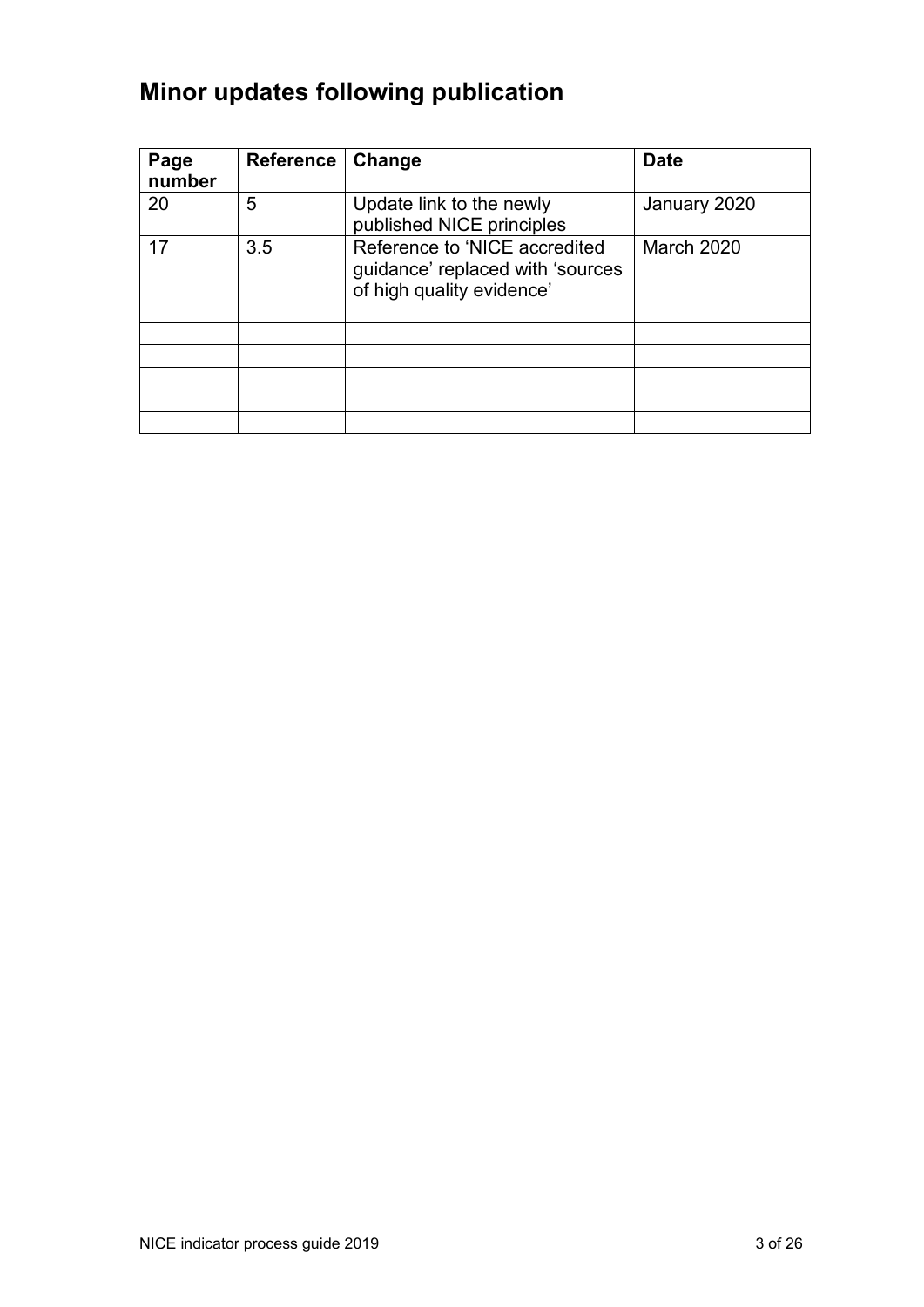## Minor updates following publication

| Page number | Reference | Change | Date |
| --- | --- | --- | --- |
| 20 | 5 | Update link to the newly published NICE principles | January 2020 |
| 17 | 3.5 | Reference to 'NICE accredited guidance' replaced with 'sources of high quality evidence' | March 2020 |
| | | | |
| | | | |
| | | | |
| | | | |
| | | | |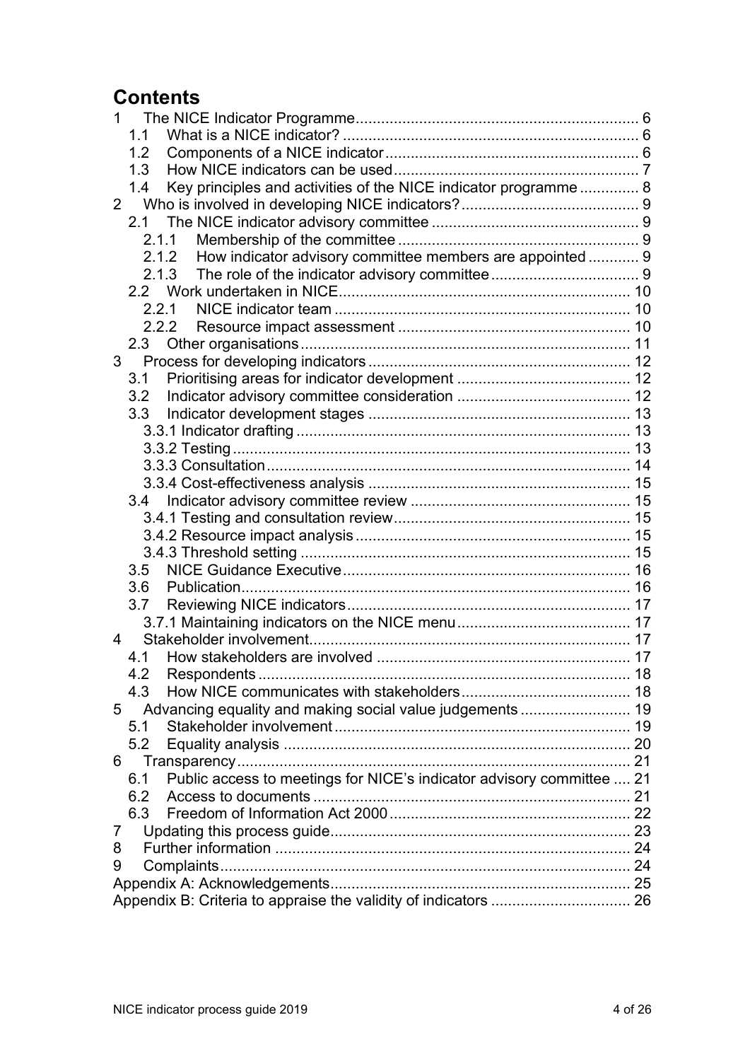## Contents

1 The NICE Indicator Programme ... 6
 1.1 What is a NICE indicator? ... 6
 1.2 Components of a NICE indicator ... 6
 1.3 How NICE indicators can be used ... 7
 1.4 Key principles and activities of the NICE indicator programme ... 8
2 Who is involved in developing NICE indicators? ... 9
 2.1 The NICE indicator advisory committee ... 9
  2.1.1 Membership of the committee ... 9
  2.1.2 How indicator advisory committee members are appointed ... 9
  2.1.3 The role of the indicator advisory committee ... 9
 2.2 Work undertaken in NICE ... 10
  2.2.1 NICE indicator team ... 10
  2.2.2 Resource impact assessment ... 10
 2.3 Other organisations ... 11
3 Process for developing indicators ... 12
 3.1 Prioritising areas for indicator development ... 12
 3.2 Indicator advisory committee consideration ... 12
 3.3 Indicator development stages ... 13
  3.3.1 Indicator drafting ... 13
  3.3.2 Testing ... 13
  3.3.3 Consultation ... 14
  3.3.4 Cost-effectiveness analysis ... 15
 3.4 Indicator advisory committee review ... 15
  3.4.1 Testing and consultation review ... 15
  3.4.2 Resource impact analysis ... 15
  3.4.3 Threshold setting ... 15
 3.5 NICE Guidance Executive ... 16
 3.6 Publication ... 16
 3.7 Reviewing NICE indicators ... 17
  3.7.1 Maintaining indicators on the NICE menu ... 17
4 Stakeholder involvement ... 17
 4.1 How stakeholders are involved ... 17
 4.2 Respondents ... 18
 4.3 How NICE communicates with stakeholders ... 18
5 Advancing equality and making social value judgements ... 19
 5.1 Stakeholder involvement ... 19
 5.2 Equality analysis ... 20
6 Transparency ... 21
 6.1 Public access to meetings for NICE's indicator advisory committee ... 21
 6.2 Access to documents ... 21
 6.3 Freedom of Information Act 2000 ... 22
7 Updating this process guide ... 23
8 Further information ... 24
9 Complaints ... 24
Appendix A: Acknowledgements ... 25
Appendix B: Criteria to appraise the validity of indicators ... 26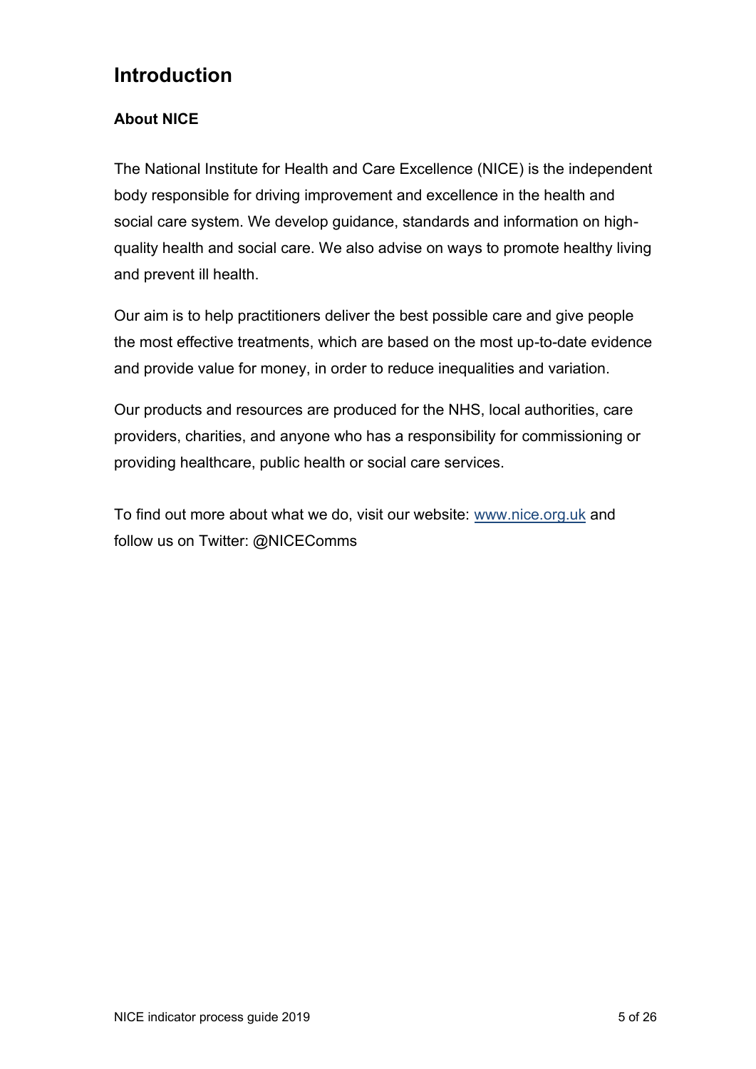## Introduction

### About NICE

The National Institute for Health and Care Excellence (NICE) is the independent body responsible for driving improvement and excellence in the health and social care system. We develop guidance, standards and information on high-quality health and social care. We also advise on ways to promote healthy living and prevent ill health.

Our aim is to help practitioners deliver the best possible care and give people the most effective treatments, which are based on the most up-to-date evidence and provide value for money, in order to reduce inequalities and variation.

Our products and resources are produced for the NHS, local authorities, care providers, charities, and anyone who has a responsibility for commissioning or providing healthcare, public health or social care services.

To find out more about what we do, visit our website: [www.nice.org.uk](http://www.nice.org.uk) and follow us on Twitter: @NICEComms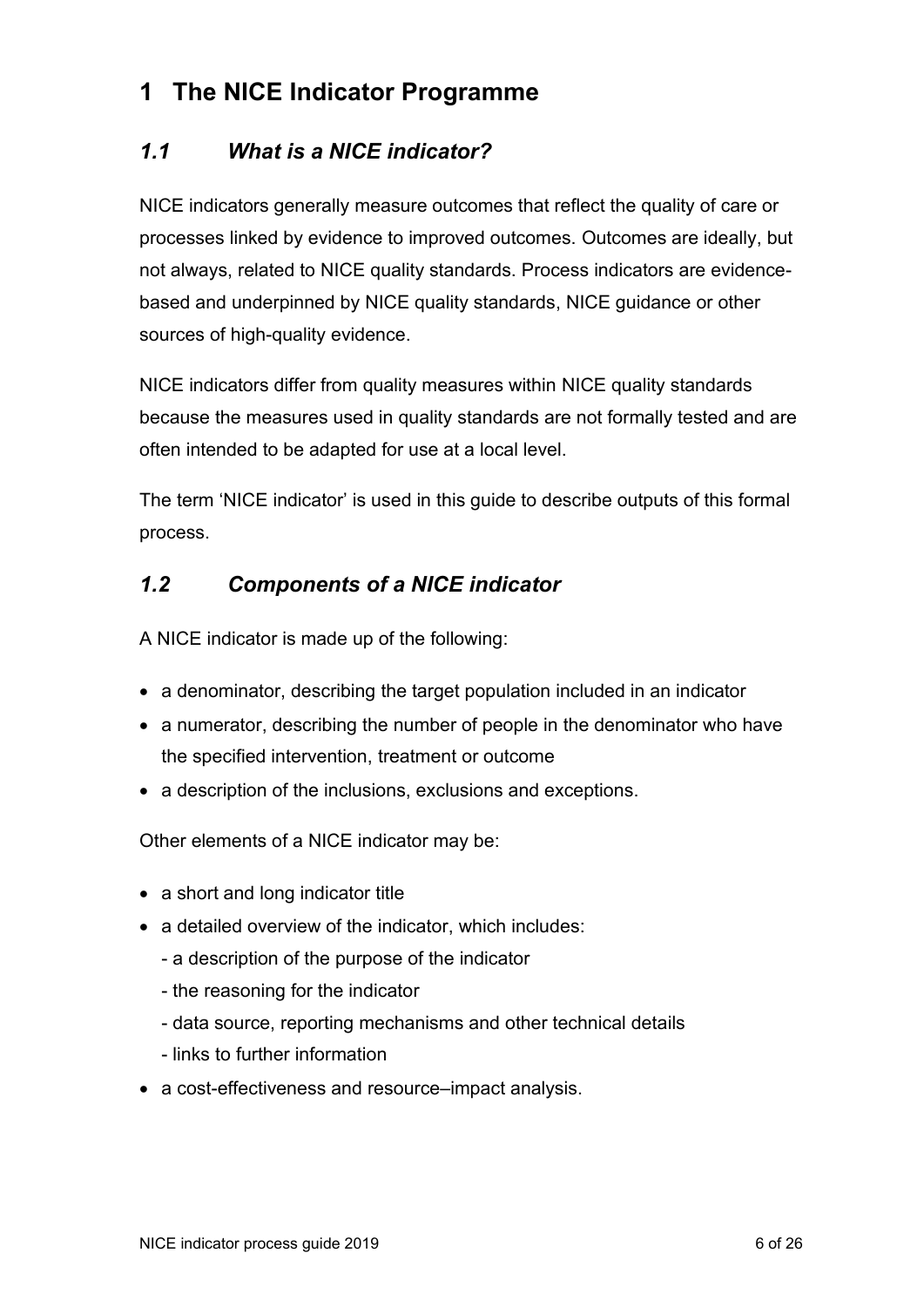# 1 The NICE Indicator Programme

## *1.1 What is a NICE indicator?*

NICE indicators generally measure outcomes that reflect the quality of care or processes linked by evidence to improved outcomes. Outcomes are ideally, but not always, related to NICE quality standards. Process indicators are evidence-based and underpinned by NICE quality standards, NICE guidance or other sources of high-quality evidence.

NICE indicators differ from quality measures within NICE quality standards because the measures used in quality standards are not formally tested and are often intended to be adapted for use at a local level.

The term 'NICE indicator' is used in this guide to describe outputs of this formal process.

## *1.2 Components of a NICE indicator*

A NICE indicator is made up of the following:

- a denominator, describing the target population included in an indicator
- a numerator, describing the number of people in the denominator who have the specified intervention, treatment or outcome
- a description of the inclusions, exclusions and exceptions.

Other elements of a NICE indicator may be:

- a short and long indicator title
- a detailed overview of the indicator, which includes:
  - a description of the purpose of the indicator
  - the reasoning for the indicator
  - data source, reporting mechanisms and other technical details
  - links to further information
- a cost-effectiveness and resource–impact analysis.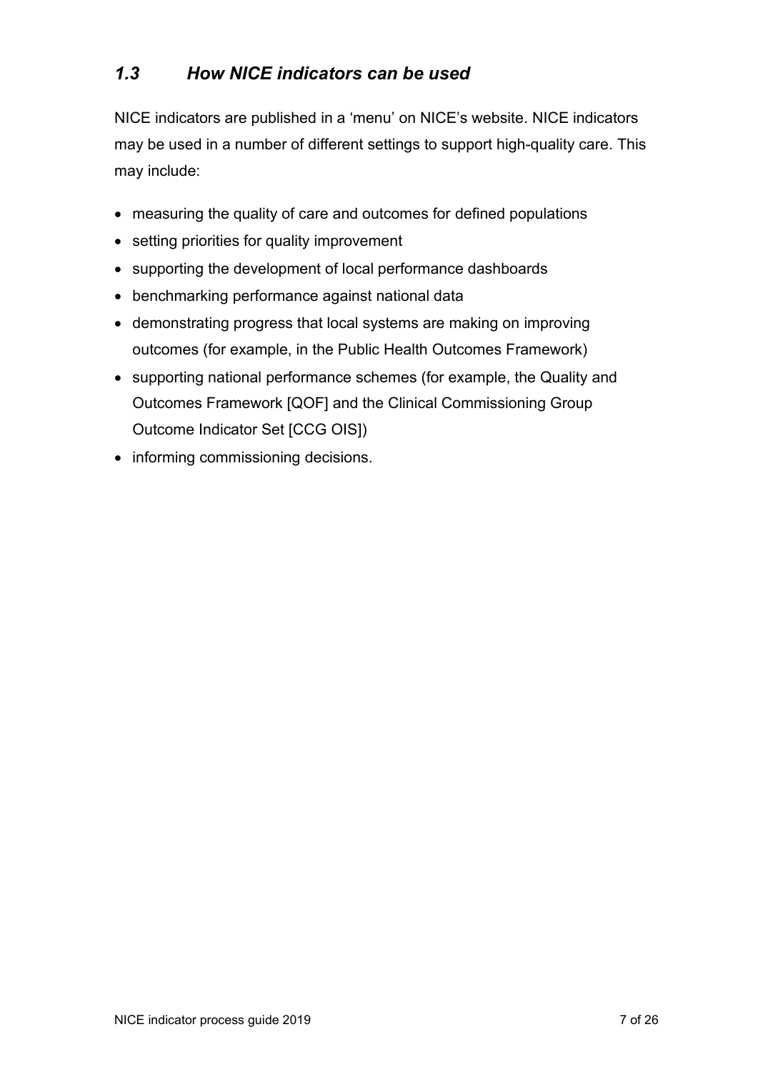## *1.3 How NICE indicators can be used*

NICE indicators are published in a 'menu' on NICE's website. NICE indicators may be used in a number of different settings to support high-quality care. This may include:

- measuring the quality of care and outcomes for defined populations
- setting priorities for quality improvement
- supporting the development of local performance dashboards
- benchmarking performance against national data
- demonstrating progress that local systems are making on improving outcomes (for example, in the Public Health Outcomes Framework)
- supporting national performance schemes (for example, the Quality and Outcomes Framework [QOF] and the Clinical Commissioning Group Outcome Indicator Set [CCG OIS])
- informing commissioning decisions.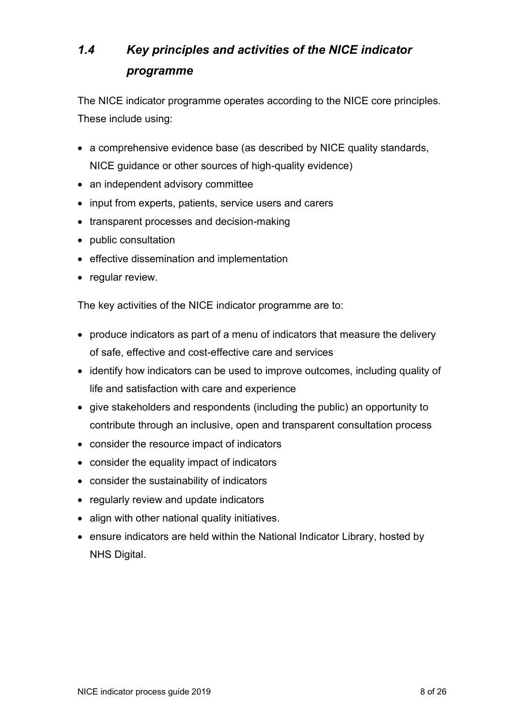## *1.4 Key principles and activities of the NICE indicator programme*

The NICE indicator programme operates according to the NICE core principles. These include using:

- a comprehensive evidence base (as described by NICE quality standards, NICE guidance or other sources of high-quality evidence)
- an independent advisory committee
- input from experts, patients, service users and carers
- transparent processes and decision-making
- public consultation
- effective dissemination and implementation
- regular review.

The key activities of the NICE indicator programme are to:

- produce indicators as part of a menu of indicators that measure the delivery of safe, effective and cost-effective care and services
- identify how indicators can be used to improve outcomes, including quality of life and satisfaction with care and experience
- give stakeholders and respondents (including the public) an opportunity to contribute through an inclusive, open and transparent consultation process
- consider the resource impact of indicators
- consider the equality impact of indicators
- consider the sustainability of indicators
- regularly review and update indicators
- align with other national quality initiatives.
- ensure indicators are held within the National Indicator Library, hosted by NHS Digital.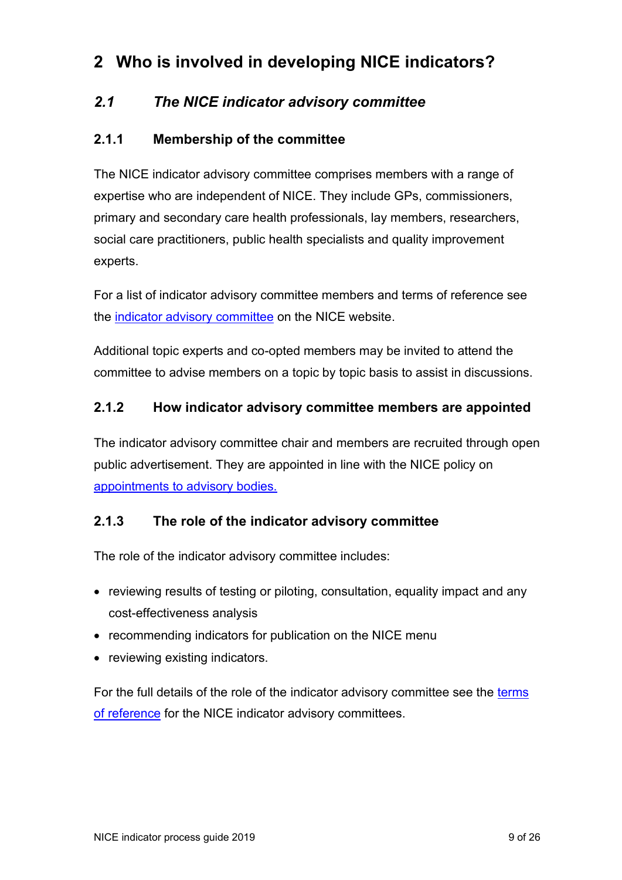# 2 Who is involved in developing NICE indicators?

## *2.1 The NICE indicator advisory committee*

### 2.1.1 Membership of the committee

The NICE indicator advisory committee comprises members with a range of expertise who are independent of NICE. They include GPs, commissioners, primary and secondary care health professionals, lay members, researchers, social care practitioners, public health specialists and quality improvement experts.

For a list of indicator advisory committee members and terms of reference see the indicator advisory committee on the NICE website.

Additional topic experts and co-opted members may be invited to attend the committee to advise members on a topic by topic basis to assist in discussions.

### 2.1.2 How indicator advisory committee members are appointed

The indicator advisory committee chair and members are recruited through open public advertisement. They are appointed in line with the NICE policy on appointments to advisory bodies.

### 2.1.3 The role of the indicator advisory committee

The role of the indicator advisory committee includes:

- reviewing results of testing or piloting, consultation, equality impact and any cost-effectiveness analysis
- recommending indicators for publication on the NICE menu
- reviewing existing indicators.

For the full details of the role of the indicator advisory committee see the terms of reference for the NICE indicator advisory committees.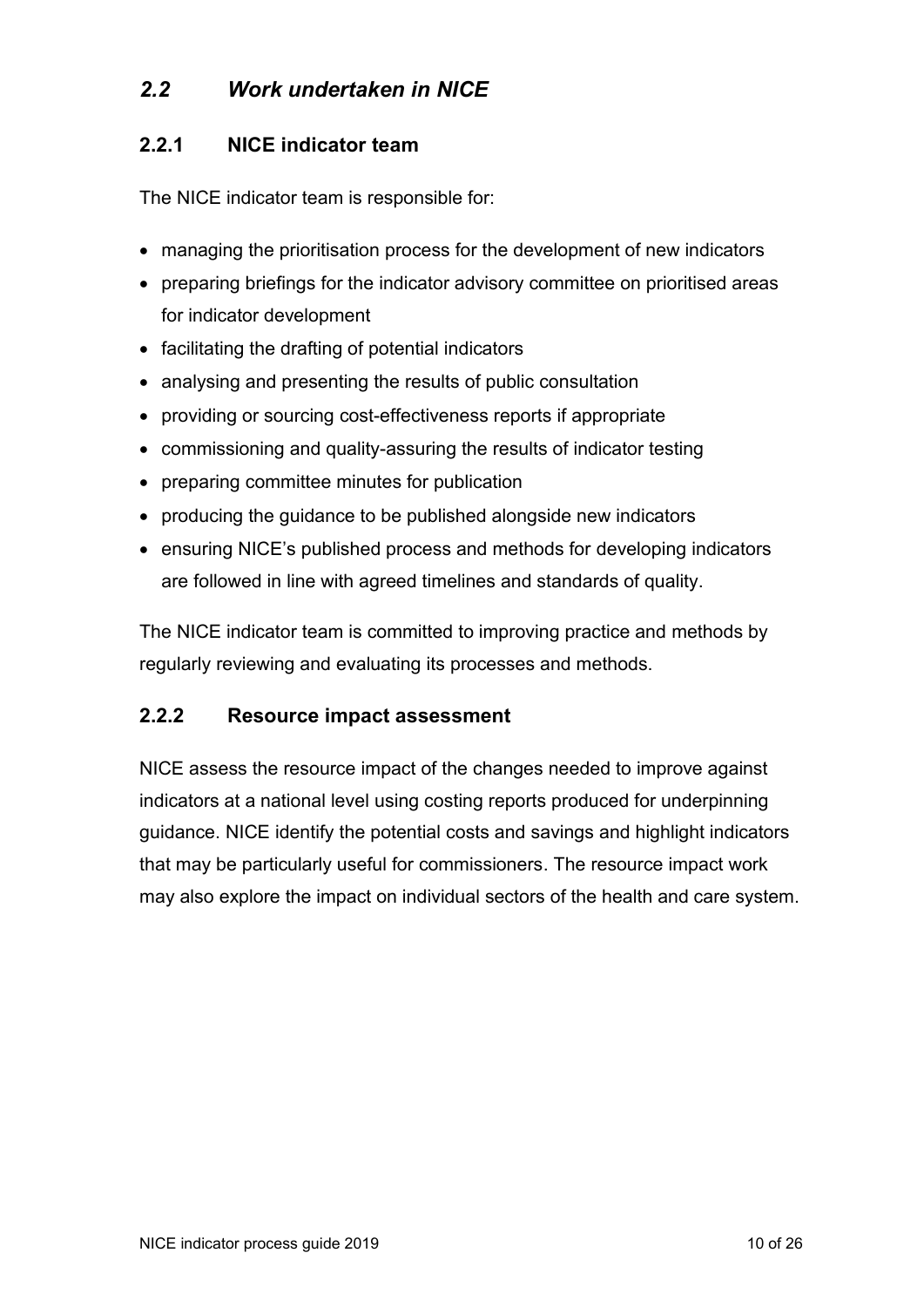## *2.2 Work undertaken in NICE*

### 2.2.1 NICE indicator team

The NICE indicator team is responsible for:

- managing the prioritisation process for the development of new indicators
- preparing briefings for the indicator advisory committee on prioritised areas for indicator development
- facilitating the drafting of potential indicators
- analysing and presenting the results of public consultation
- providing or sourcing cost-effectiveness reports if appropriate
- commissioning and quality-assuring the results of indicator testing
- preparing committee minutes for publication
- producing the guidance to be published alongside new indicators
- ensuring NICE's published process and methods for developing indicators are followed in line with agreed timelines and standards of quality.

The NICE indicator team is committed to improving practice and methods by regularly reviewing and evaluating its processes and methods.

### 2.2.2 Resource impact assessment

NICE assess the resource impact of the changes needed to improve against indicators at a national level using costing reports produced for underpinning guidance. NICE identify the potential costs and savings and highlight indicators that may be particularly useful for commissioners. The resource impact work may also explore the impact on individual sectors of the health and care system.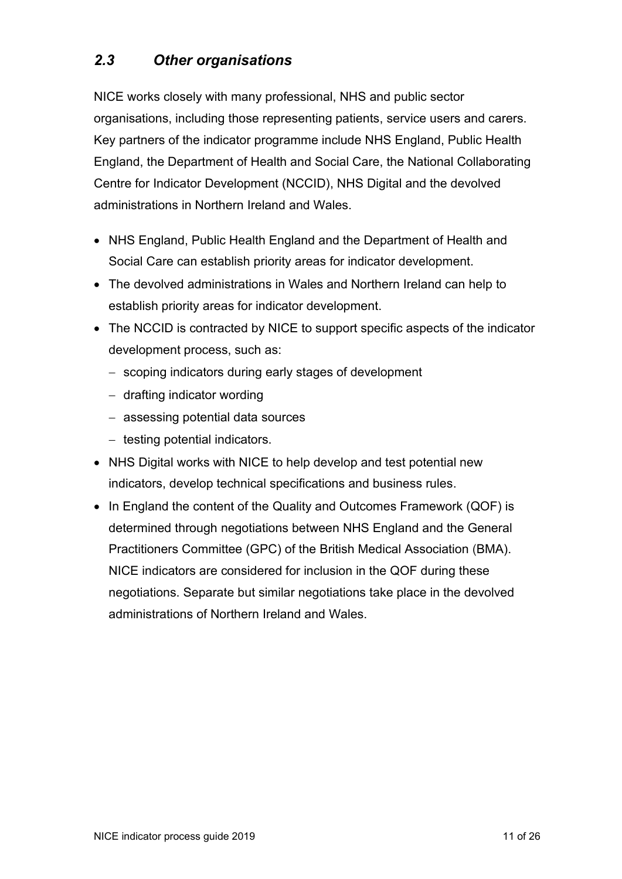## *2.3 Other organisations*

NICE works closely with many professional, NHS and public sector organisations, including those representing patients, service users and carers. Key partners of the indicator programme include NHS England, Public Health England, the Department of Health and Social Care, the National Collaborating Centre for Indicator Development (NCCID), NHS Digital and the devolved administrations in Northern Ireland and Wales.

- NHS England, Public Health England and the Department of Health and Social Care can establish priority areas for indicator development.
- The devolved administrations in Wales and Northern Ireland can help to establish priority areas for indicator development.
- The NCCID is contracted by NICE to support specific aspects of the indicator development process, such as:
  - scoping indicators during early stages of development
  - drafting indicator wording
  - assessing potential data sources
  - testing potential indicators.
- NHS Digital works with NICE to help develop and test potential new indicators, develop technical specifications and business rules.
- In England the content of the Quality and Outcomes Framework (QOF) is determined through negotiations between NHS England and the General Practitioners Committee (GPC) of the British Medical Association (BMA). NICE indicators are considered for inclusion in the QOF during these negotiations. Separate but similar negotiations take place in the devolved administrations of Northern Ireland and Wales.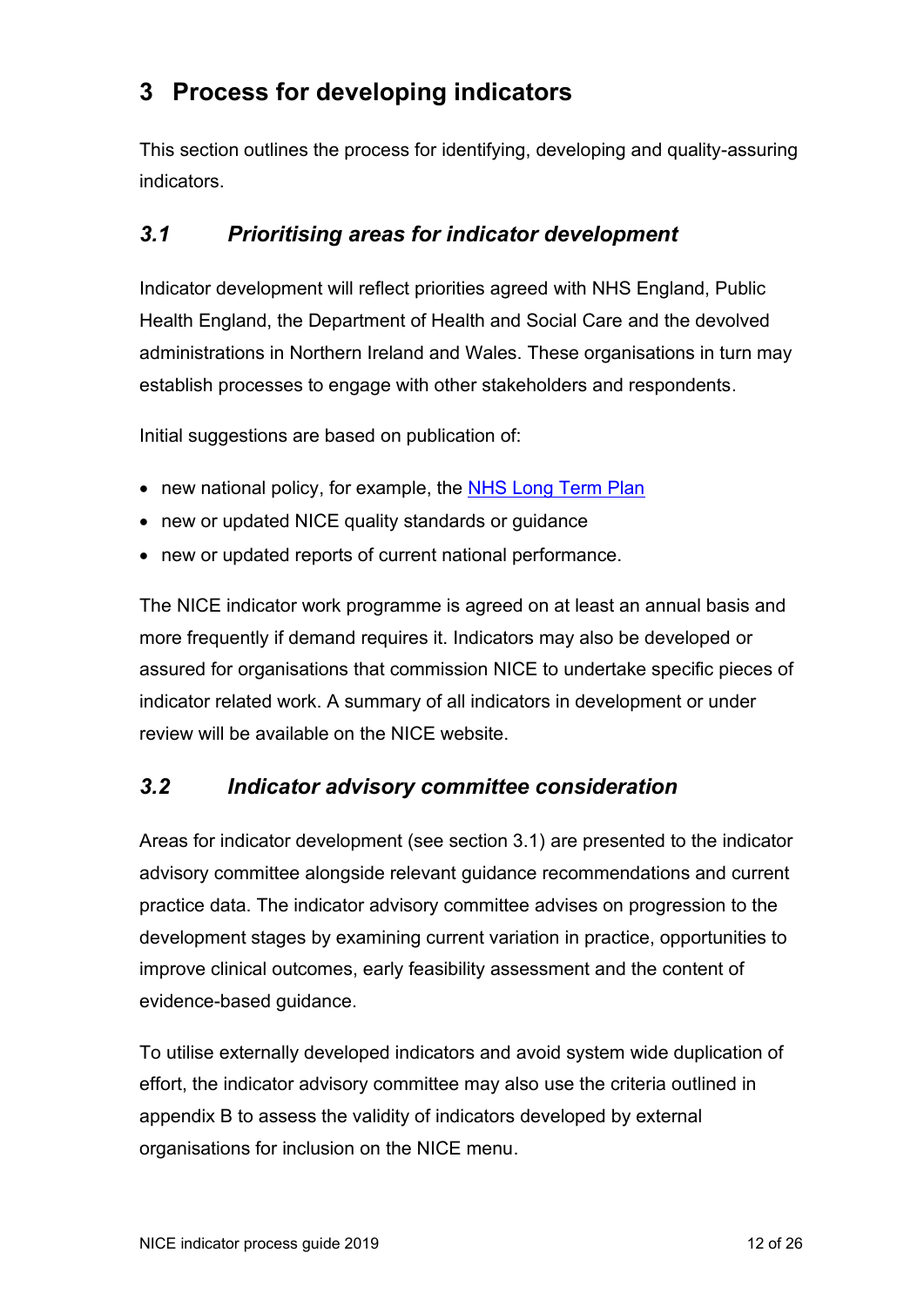# 3 Process for developing indicators

This section outlines the process for identifying, developing and quality-assuring indicators.

## *3.1 Prioritising areas for indicator development*

Indicator development will reflect priorities agreed with NHS England, Public Health England, the Department of Health and Social Care and the devolved administrations in Northern Ireland and Wales. These organisations in turn may establish processes to engage with other stakeholders and respondents.

Initial suggestions are based on publication of:

- new national policy, for example, the NHS Long Term Plan
- new or updated NICE quality standards or guidance
- new or updated reports of current national performance.

The NICE indicator work programme is agreed on at least an annual basis and more frequently if demand requires it. Indicators may also be developed or assured for organisations that commission NICE to undertake specific pieces of indicator related work. A summary of all indicators in development or under review will be available on the NICE website.

## *3.2 Indicator advisory committee consideration*

Areas for indicator development (see section 3.1) are presented to the indicator advisory committee alongside relevant guidance recommendations and current practice data. The indicator advisory committee advises on progression to the development stages by examining current variation in practice, opportunities to improve clinical outcomes, early feasibility assessment and the content of evidence-based guidance.

To utilise externally developed indicators and avoid system wide duplication of effort, the indicator advisory committee may also use the criteria outlined in appendix B to assess the validity of indicators developed by external organisations for inclusion on the NICE menu.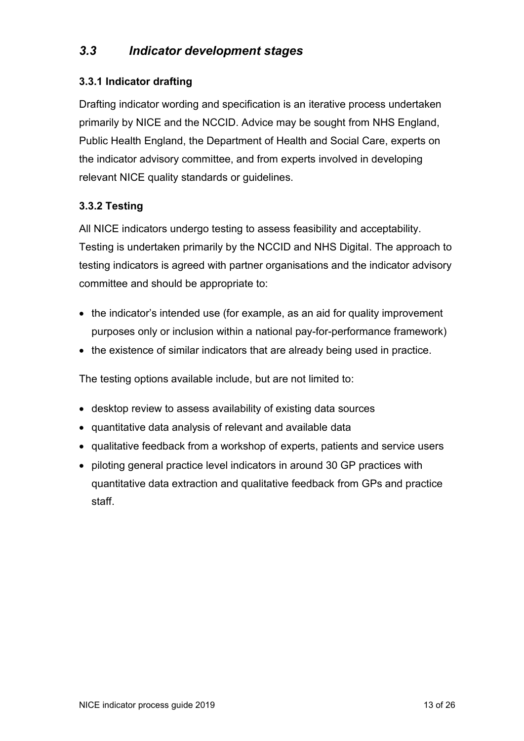## *3.3 Indicator development stages*

### 3.3.1 Indicator drafting

Drafting indicator wording and specification is an iterative process undertaken primarily by NICE and the NCCID. Advice may be sought from NHS England, Public Health England, the Department of Health and Social Care, experts on the indicator advisory committee, and from experts involved in developing relevant NICE quality standards or guidelines.

### 3.3.2 Testing

All NICE indicators undergo testing to assess feasibility and acceptability. Testing is undertaken primarily by the NCCID and NHS Digital. The approach to testing indicators is agreed with partner organisations and the indicator advisory committee and should be appropriate to:

- the indicator's intended use (for example, as an aid for quality improvement purposes only or inclusion within a national pay-for-performance framework)
- the existence of similar indicators that are already being used in practice.

The testing options available include, but are not limited to:

- desktop review to assess availability of existing data sources
- quantitative data analysis of relevant and available data
- qualitative feedback from a workshop of experts, patients and service users
- piloting general practice level indicators in around 30 GP practices with quantitative data extraction and qualitative feedback from GPs and practice staff.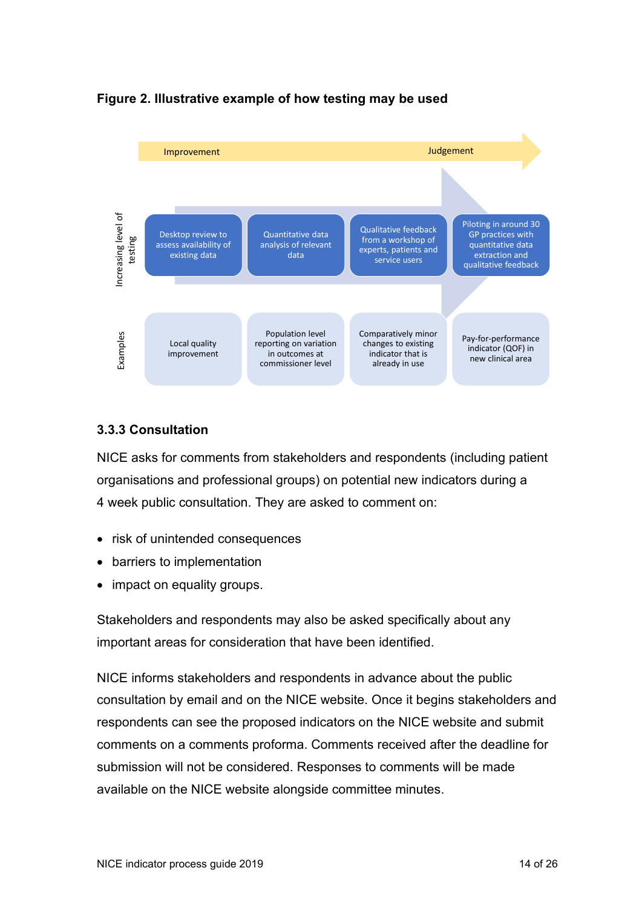**Figure 2. Illustrative example of how testing may be used**

| | | | | |
|---|---|---|---|---|
| Improvement → Judgement | | | | |
| Increasing level of testing | Desktop review to assess availability of existing data | Quantitative data analysis of relevant data | Qualitative feedback from a workshop of experts, patients and service users | Piloting in around 30 GP practices with quantitative data extraction and qualitative feedback |
| Examples | Local quality improvement | Population level reporting on variation in outcomes at commissioner level | Comparatively minor changes to existing indicator that is already in use | Pay-for-performance indicator (QOF) in new clinical area |

### 3.3.3 Consultation

NICE asks for comments from stakeholders and respondents (including patient organisations and professional groups) on potential new indicators during a 4 week public consultation. They are asked to comment on:

- risk of unintended consequences
- barriers to implementation
- impact on equality groups.

Stakeholders and respondents may also be asked specifically about any important areas for consideration that have been identified.

NICE informs stakeholders and respondents in advance about the public consultation by email and on the NICE website. Once it begins stakeholders and respondents can see the proposed indicators on the NICE website and submit comments on a comments proforma. Comments received after the deadline for submission will not be considered. Responses to comments will be made available on the NICE website alongside committee minutes.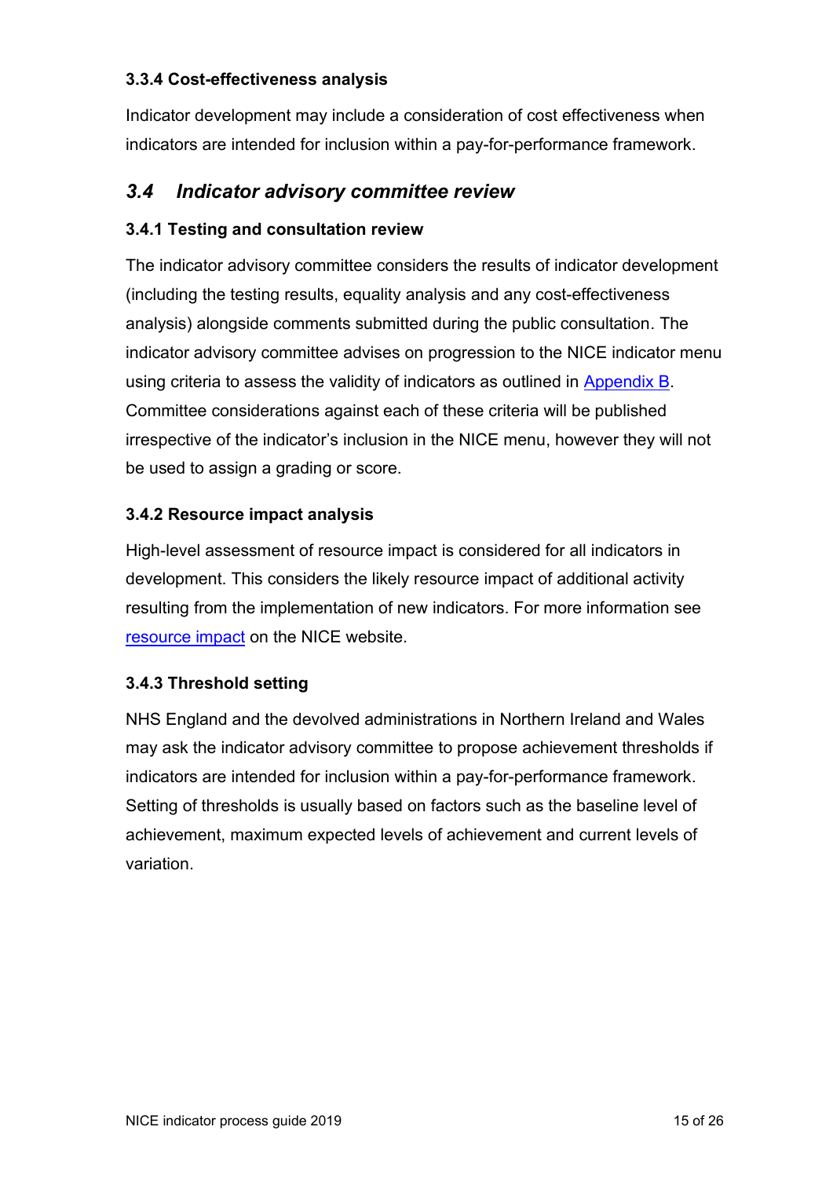### 3.3.4 Cost-effectiveness analysis

Indicator development may include a consideration of cost effectiveness when indicators are intended for inclusion within a pay-for-performance framework.

## *3.4 Indicator advisory committee review*

### 3.4.1 Testing and consultation review

The indicator advisory committee considers the results of indicator development (including the testing results, equality analysis and any cost-effectiveness analysis) alongside comments submitted during the public consultation. The indicator advisory committee advises on progression to the NICE indicator menu using criteria to assess the validity of indicators as outlined in Appendix B. Committee considerations against each of these criteria will be published irrespective of the indicator's inclusion in the NICE menu, however they will not be used to assign a grading or score.

### 3.4.2 Resource impact analysis

High-level assessment of resource impact is considered for all indicators in development. This considers the likely resource impact of additional activity resulting from the implementation of new indicators. For more information see resource impact on the NICE website.

### 3.4.3 Threshold setting

NHS England and the devolved administrations in Northern Ireland and Wales may ask the indicator advisory committee to propose achievement thresholds if indicators are intended for inclusion within a pay-for-performance framework. Setting of thresholds is usually based on factors such as the baseline level of achievement, maximum expected levels of achievement and current levels of variation.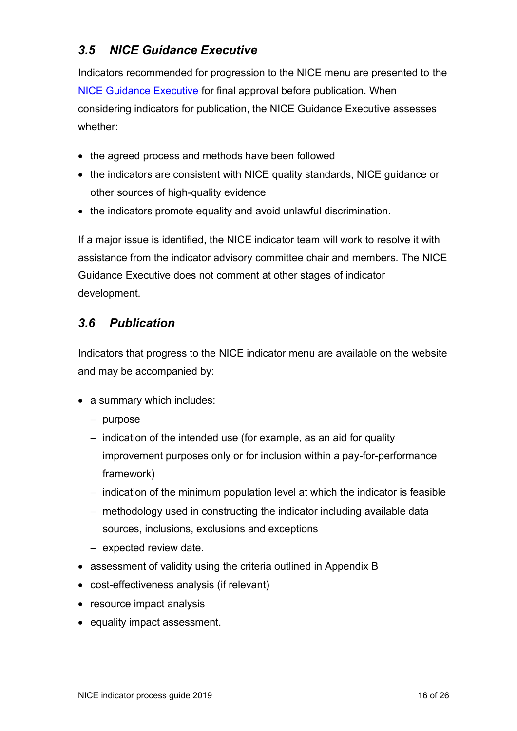### *3.5 NICE Guidance Executive*

Indicators recommended for progression to the NICE menu are presented to the NICE Guidance Executive for final approval before publication. When considering indicators for publication, the NICE Guidance Executive assesses whether:

- the agreed process and methods have been followed
- the indicators are consistent with NICE quality standards, NICE guidance or other sources of high-quality evidence
- the indicators promote equality and avoid unlawful discrimination.

If a major issue is identified, the NICE indicator team will work to resolve it with assistance from the indicator advisory committee chair and members. The NICE Guidance Executive does not comment at other stages of indicator development.

### *3.6 Publication*

Indicators that progress to the NICE indicator menu are available on the website and may be accompanied by:

- a summary which includes:
  - purpose
  - indication of the intended use (for example, as an aid for quality improvement purposes only or for inclusion within a pay-for-performance framework)
  - indication of the minimum population level at which the indicator is feasible
  - methodology used in constructing the indicator including available data sources, inclusions, exclusions and exceptions
  - expected review date.
- assessment of validity using the criteria outlined in Appendix B
- cost-effectiveness analysis (if relevant)
- resource impact analysis
- equality impact assessment.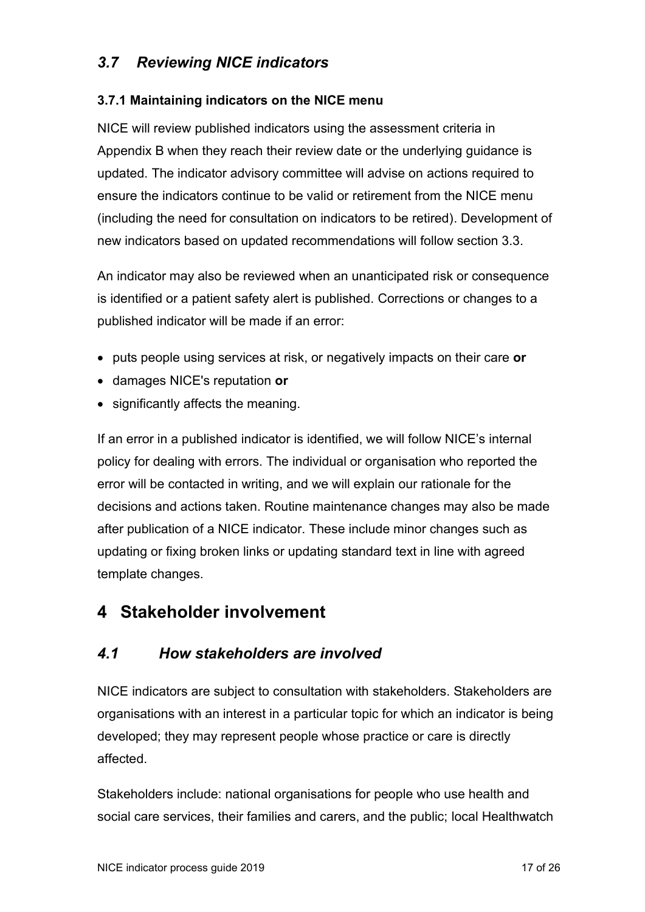## *3.7 Reviewing NICE indicators*

### 3.7.1 Maintaining indicators on the NICE menu

NICE will review published indicators using the assessment criteria in Appendix B when they reach their review date or the underlying guidance is updated. The indicator advisory committee will advise on actions required to ensure the indicators continue to be valid or retirement from the NICE menu (including the need for consultation on indicators to be retired). Development of new indicators based on updated recommendations will follow section 3.3.

An indicator may also be reviewed when an unanticipated risk or consequence is identified or a patient safety alert is published. Corrections or changes to a published indicator will be made if an error:

- puts people using services at risk, or negatively impacts on their care **or**
- damages NICE's reputation **or**
- significantly affects the meaning.

If an error in a published indicator is identified, we will follow NICE's internal policy for dealing with errors. The individual or organisation who reported the error will be contacted in writing, and we will explain our rationale for the decisions and actions taken. Routine maintenance changes may also be made after publication of a NICE indicator. These include minor changes such as updating or fixing broken links or updating standard text in line with agreed template changes.

# 4 Stakeholder involvement

## *4.1 How stakeholders are involved*

NICE indicators are subject to consultation with stakeholders. Stakeholders are organisations with an interest in a particular topic for which an indicator is being developed; they may represent people whose practice or care is directly affected.

Stakeholders include: national organisations for people who use health and social care services, their families and carers, and the public; local Healthwatch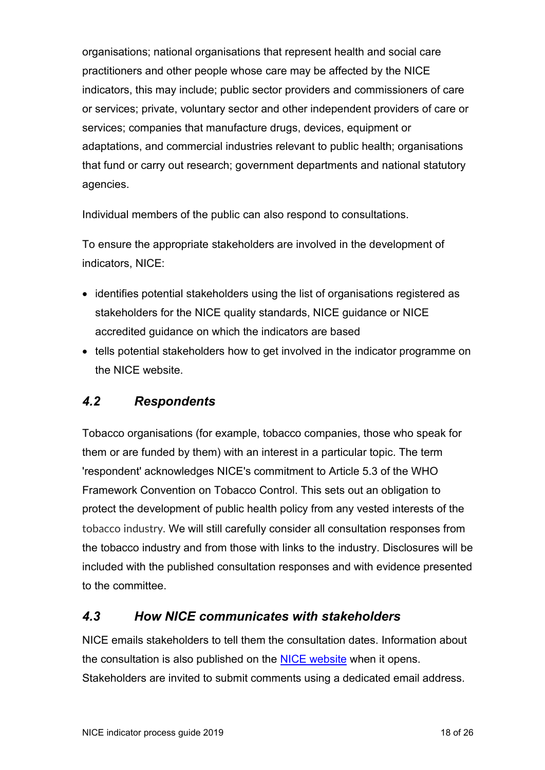organisations; national organisations that represent health and social care practitioners and other people whose care may be affected by the NICE indicators, this may include; public sector providers and commissioners of care or services; private, voluntary sector and other independent providers of care or services; companies that manufacture drugs, devices, equipment or adaptations, and commercial industries relevant to public health; organisations that fund or carry out research; government departments and national statutory agencies.

Individual members of the public can also respond to consultations.

To ensure the appropriate stakeholders are involved in the development of indicators, NICE:

- identifies potential stakeholders using the list of organisations registered as stakeholders for the NICE quality standards, NICE guidance or NICE accredited guidance on which the indicators are based
- tells potential stakeholders how to get involved in the indicator programme on the NICE website.

## *4.2 Respondents*

Tobacco organisations (for example, tobacco companies, those who speak for them or are funded by them) with an interest in a particular topic. The term 'respondent' acknowledges NICE's commitment to Article 5.3 of the WHO Framework Convention on Tobacco Control. This sets out an obligation to protect the development of public health policy from any vested interests of the tobacco industry. We will still carefully consider all consultation responses from the tobacco industry and from those with links to the industry. Disclosures will be included with the published consultation responses and with evidence presented to the committee.

## *4.3 How NICE communicates with stakeholders*

NICE emails stakeholders to tell them the consultation dates. Information about the consultation is also published on the [NICE website](https://www.nice.org.uk) when it opens. Stakeholders are invited to submit comments using a dedicated email address.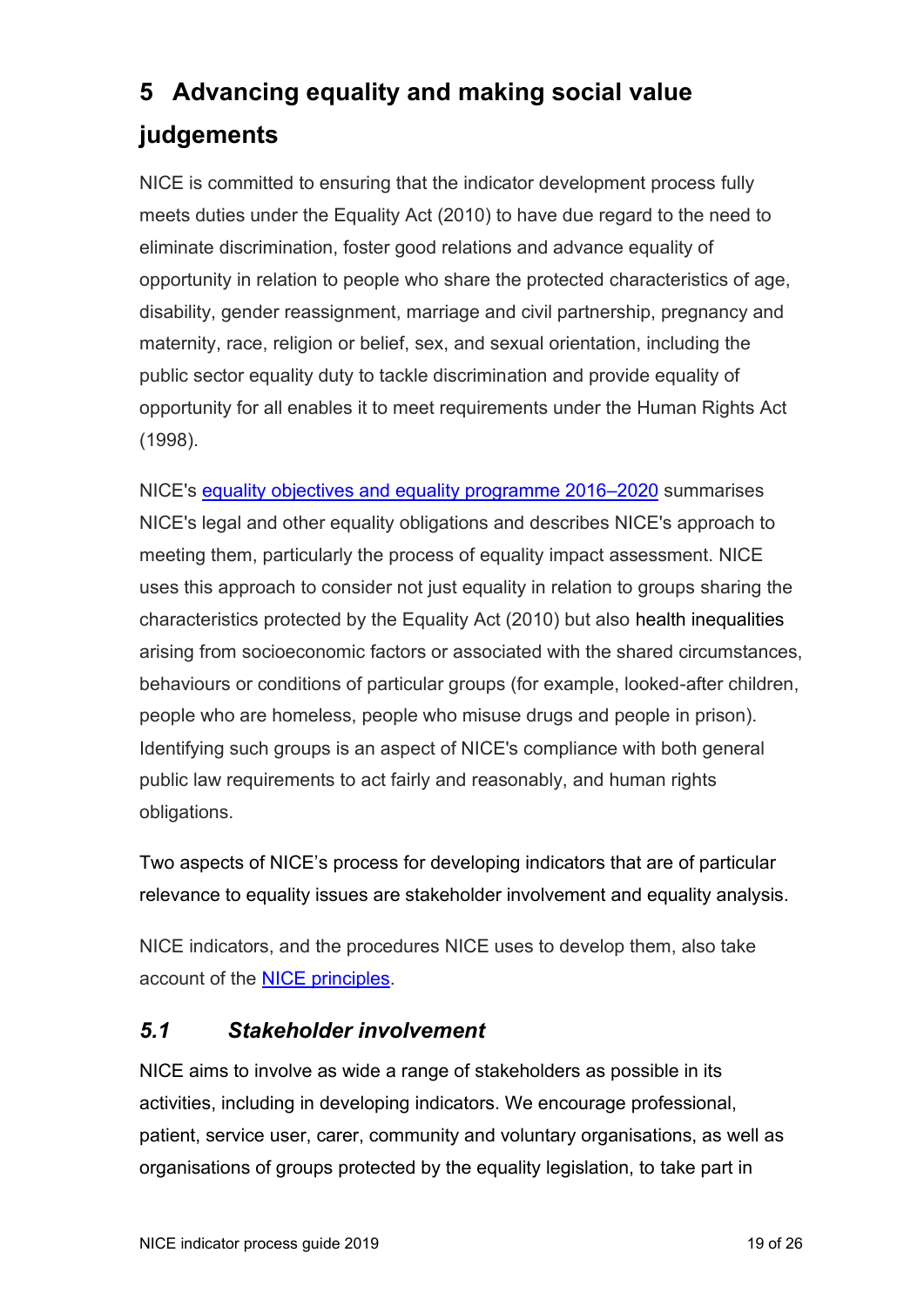# 5 Advancing equality and making social value judgements

NICE is committed to ensuring that the indicator development process fully meets duties under the Equality Act (2010) to have due regard to the need to eliminate discrimination, foster good relations and advance equality of opportunity in relation to people who share the protected characteristics of age, disability, gender reassignment, marriage and civil partnership, pregnancy and maternity, race, religion or belief, sex, and sexual orientation, including the public sector equality duty to tackle discrimination and provide equality of opportunity for all enables it to meet requirements under the Human Rights Act (1998).

NICE's [equality objectives and equality programme 2016–2020](equality objectives and equality programme 2016–2020) summarises NICE's legal and other equality obligations and describes NICE's approach to meeting them, particularly the process of equality impact assessment. NICE uses this approach to consider not just equality in relation to groups sharing the characteristics protected by the Equality Act (2010) but also health inequalities arising from socioeconomic factors or associated with the shared circumstances, behaviours or conditions of particular groups (for example, looked-after children, people who are homeless, people who misuse drugs and people in prison). Identifying such groups is an aspect of NICE's compliance with both general public law requirements to act fairly and reasonably, and human rights obligations.

Two aspects of NICE's process for developing indicators that are of particular relevance to equality issues are stakeholder involvement and equality analysis.

NICE indicators, and the procedures NICE uses to develop them, also take account of the [NICE principles](NICE principles).

## *5.1 Stakeholder involvement*

NICE aims to involve as wide a range of stakeholders as possible in its activities, including in developing indicators. We encourage professional, patient, service user, carer, community and voluntary organisations, as well as organisations of groups protected by the equality legislation, to take part in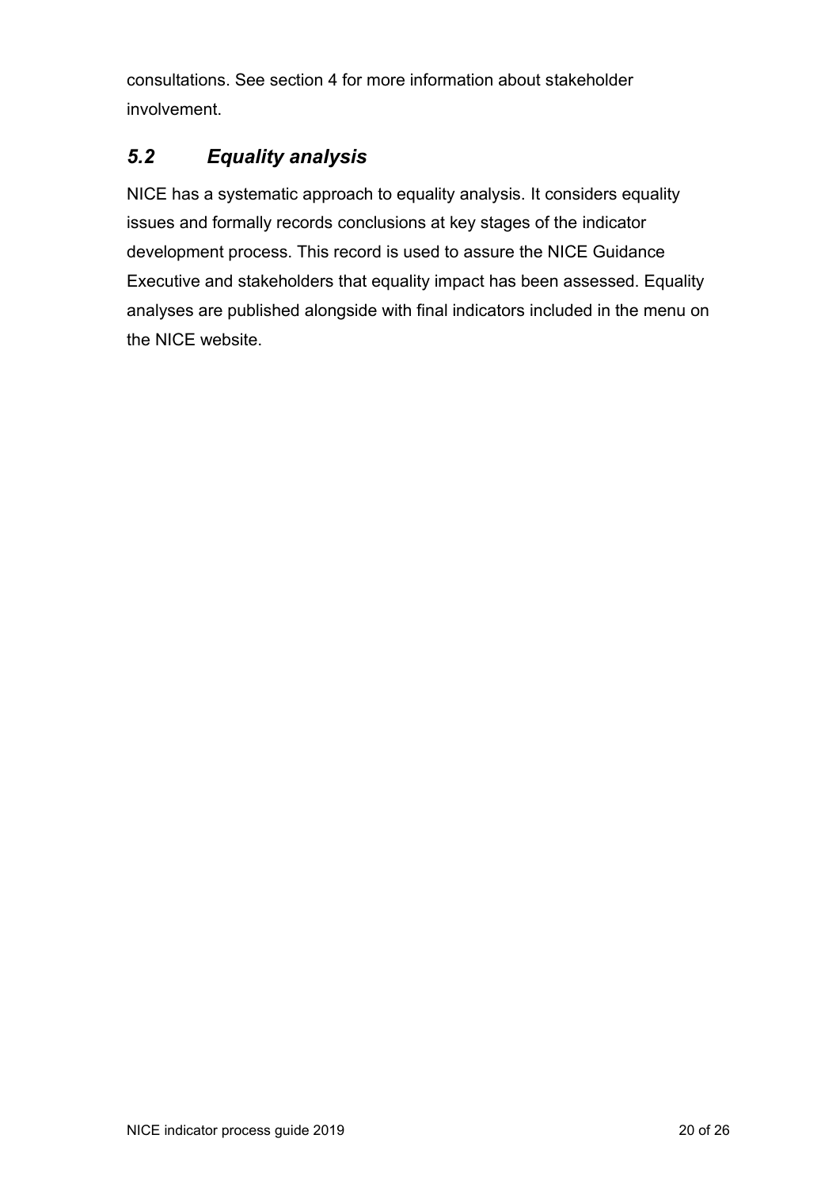consultations. See section 4 for more information about stakeholder involvement.

## *5.2 Equality analysis*

NICE has a systematic approach to equality analysis. It considers equality issues and formally records conclusions at key stages of the indicator development process. This record is used to assure the NICE Guidance Executive and stakeholders that equality impact has been assessed. Equality analyses are published alongside with final indicators included in the menu on the NICE website.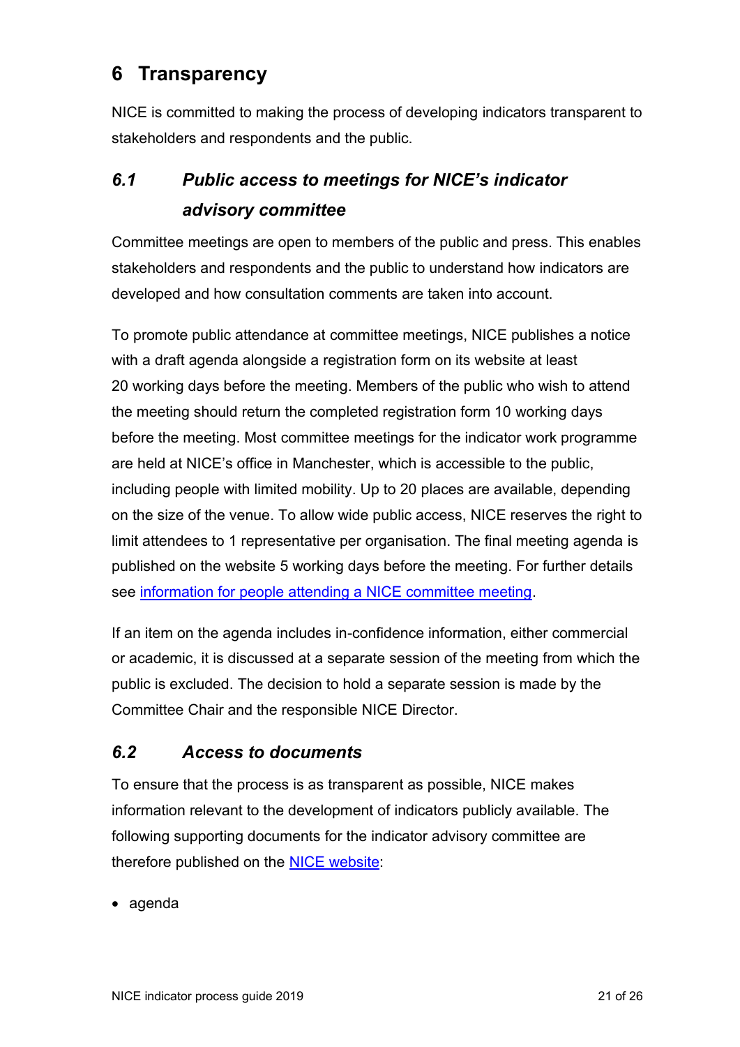## 6 Transparency

NICE is committed to making the process of developing indicators transparent to stakeholders and respondents and the public.

### *6.1 Public access to meetings for NICE's indicator advisory committee*

Committee meetings are open to members of the public and press. This enables stakeholders and respondents and the public to understand how indicators are developed and how consultation comments are taken into account.

To promote public attendance at committee meetings, NICE publishes a notice with a draft agenda alongside a registration form on its website at least 20 working days before the meeting. Members of the public who wish to attend the meeting should return the completed registration form 10 working days before the meeting. Most committee meetings for the indicator work programme are held at NICE's office in Manchester, which is accessible to the public, including people with limited mobility. Up to 20 places are available, depending on the size of the venue. To allow wide public access, NICE reserves the right to limit attendees to 1 representative per organisation. The final meeting agenda is published on the website 5 working days before the meeting. For further details see information for people attending a NICE committee meeting.

If an item on the agenda includes in-confidence information, either commercial or academic, it is discussed at a separate session of the meeting from which the public is excluded. The decision to hold a separate session is made by the Committee Chair and the responsible NICE Director.

### *6.2 Access to documents*

To ensure that the process is as transparent as possible, NICE makes information relevant to the development of indicators publicly available. The following supporting documents for the indicator advisory committee are therefore published on the NICE website:

- agenda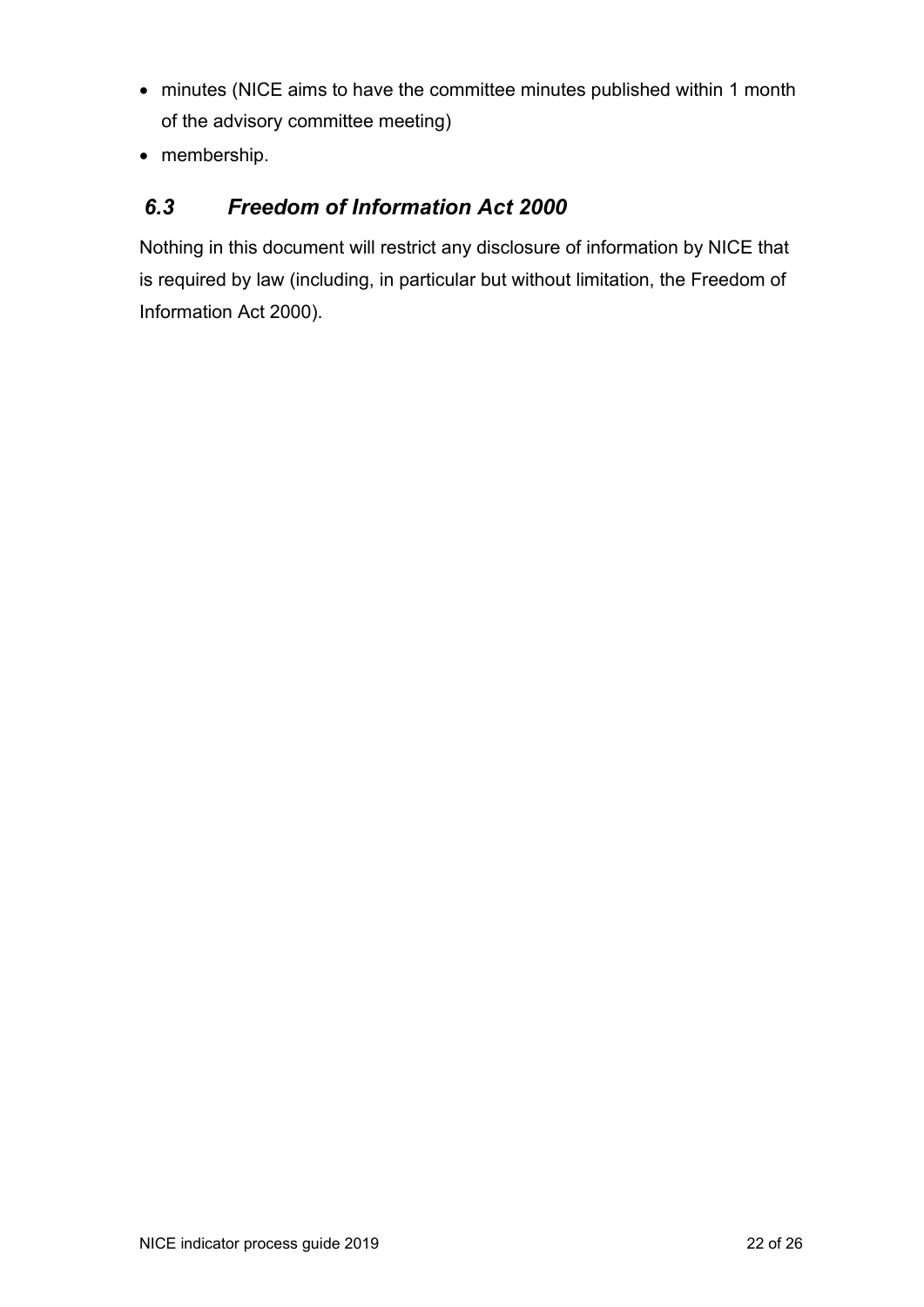- minutes (NICE aims to have the committee minutes published within 1 month of the advisory committee meeting)
- membership.

## *6.3 Freedom of Information Act 2000*

Nothing in this document will restrict any disclosure of information by NICE that is required by law (including, in particular but without limitation, the Freedom of Information Act 2000).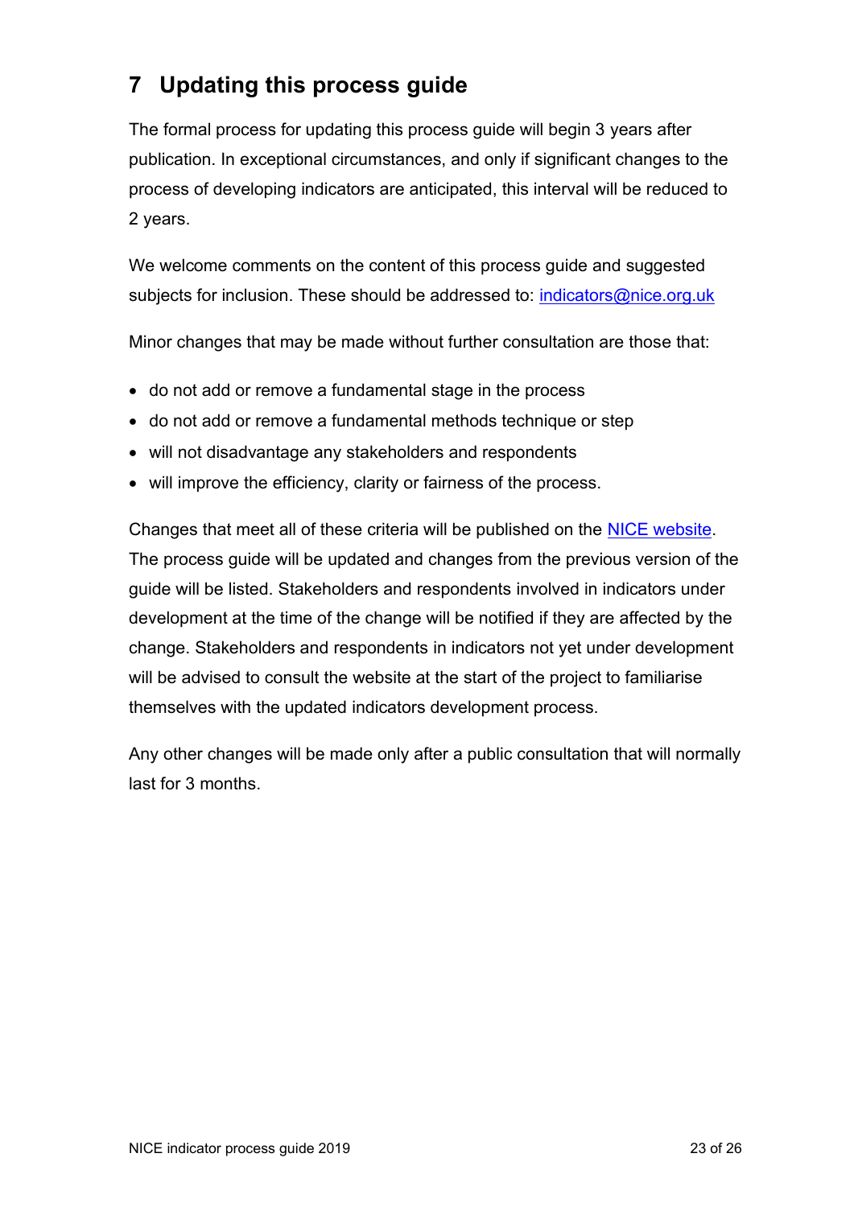## 7 Updating this process guide

The formal process for updating this process guide will begin 3 years after publication. In exceptional circumstances, and only if significant changes to the process of developing indicators are anticipated, this interval will be reduced to 2 years.

We welcome comments on the content of this process guide and suggested subjects for inclusion. These should be addressed to: [indicators@nice.org.uk](mailto:indicators@nice.org.uk)

Minor changes that may be made without further consultation are those that:

- do not add or remove a fundamental stage in the process
- do not add or remove a fundamental methods technique or step
- will not disadvantage any stakeholders and respondents
- will improve the efficiency, clarity or fairness of the process.

Changes that meet all of these criteria will be published on the NICE website. The process guide will be updated and changes from the previous version of the guide will be listed. Stakeholders and respondents involved in indicators under development at the time of the change will be notified if they are affected by the change. Stakeholders and respondents in indicators not yet under development will be advised to consult the website at the start of the project to familiarise themselves with the updated indicators development process.

Any other changes will be made only after a public consultation that will normally last for 3 months.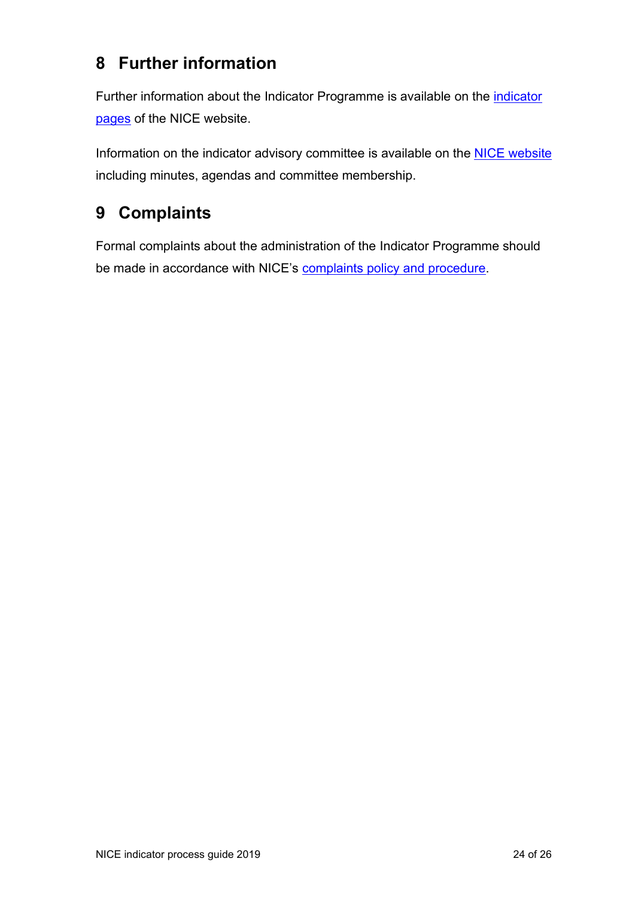## 8 Further information

Further information about the Indicator Programme is available on the indicator pages of the NICE website.

Information on the indicator advisory committee is available on the NICE website including minutes, agendas and committee membership.

## 9 Complaints

Formal complaints about the administration of the Indicator Programme should be made in accordance with NICE's complaints policy and procedure.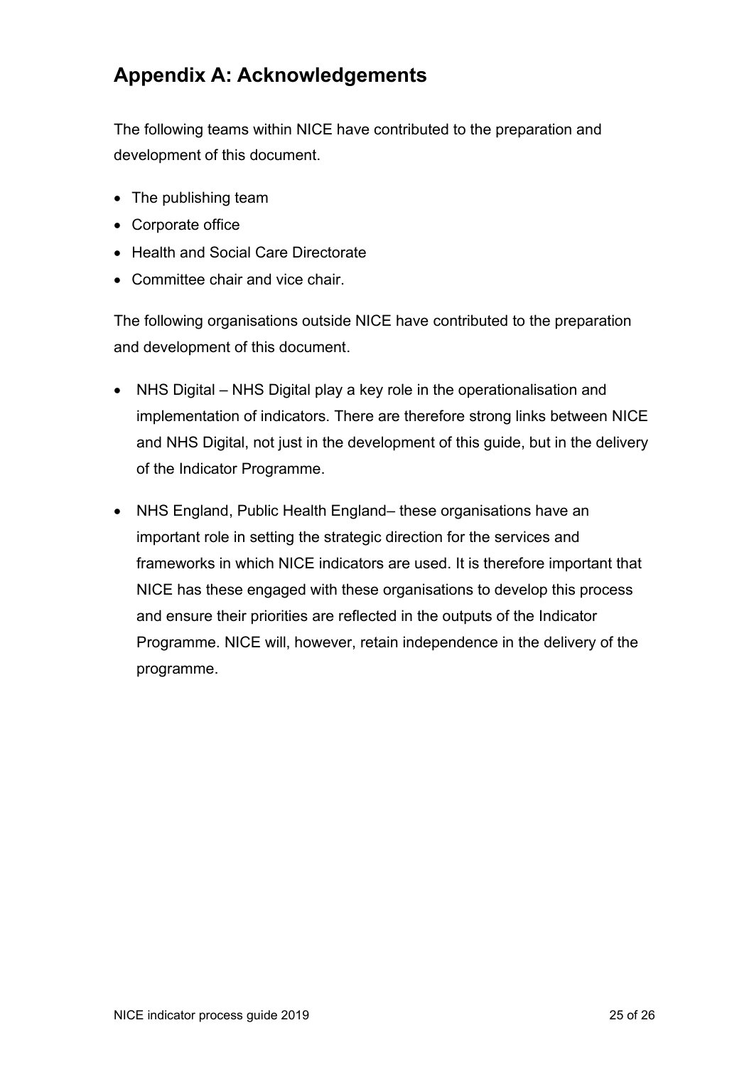## Appendix A: Acknowledgements

The following teams within NICE have contributed to the preparation and development of this document.

- The publishing team
- Corporate office
- Health and Social Care Directorate
- Committee chair and vice chair.

The following organisations outside NICE have contributed to the preparation and development of this document.

- NHS Digital – NHS Digital play a key role in the operationalisation and implementation of indicators. There are therefore strong links between NICE and NHS Digital, not just in the development of this guide, but in the delivery of the Indicator Programme.
- NHS England, Public Health England– these organisations have an important role in setting the strategic direction for the services and frameworks in which NICE indicators are used. It is therefore important that NICE has these engaged with these organisations to develop this process and ensure their priorities are reflected in the outputs of the Indicator Programme. NICE will, however, retain independence in the delivery of the programme.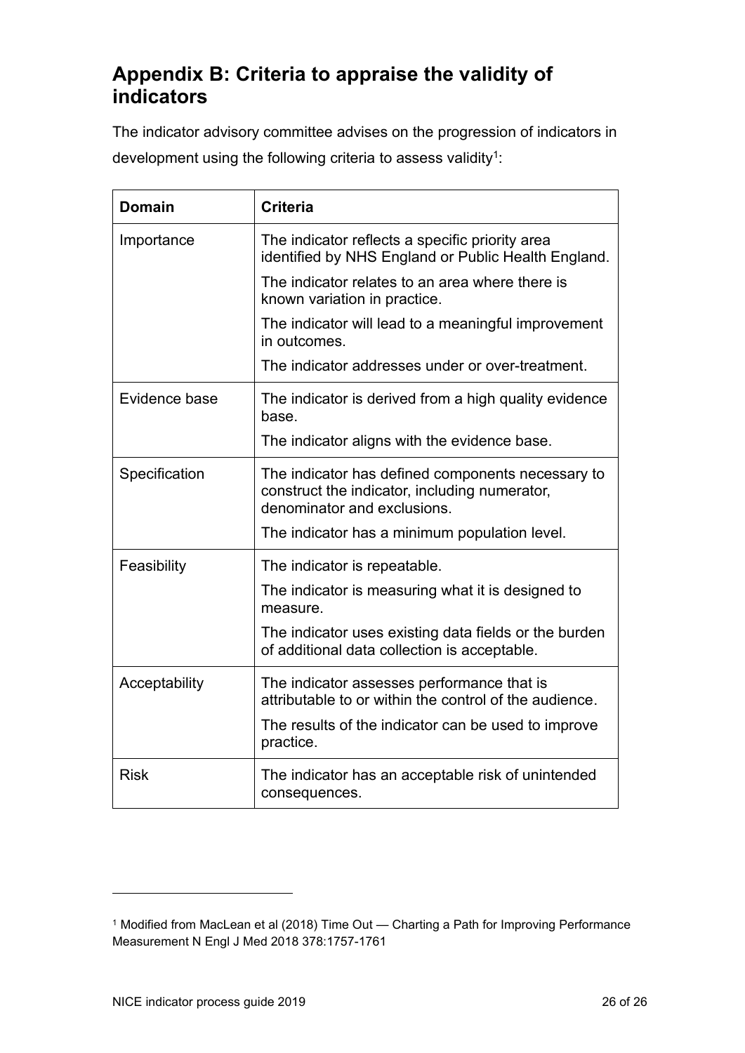## Appendix B: Criteria to appraise the validity of indicators

The indicator advisory committee advises on the progression of indicators in development using the following criteria to assess validity[1]:

| Domain | Criteria |
| --- | --- |
| Importance | The indicator reflects a specific priority area identified by NHS England or Public Health England.<br>The indicator relates to an area where there is known variation in practice.<br>The indicator will lead to a meaningful improvement in outcomes.<br>The indicator addresses under or over-treatment. |
| Evidence base | The indicator is derived from a high quality evidence base.<br>The indicator aligns with the evidence base. |
| Specification | The indicator has defined components necessary to construct the indicator, including numerator, denominator and exclusions.<br>The indicator has a minimum population level. |
| Feasibility | The indicator is repeatable.<br>The indicator is measuring what it is designed to measure.<br>The indicator uses existing data fields or the burden of additional data collection is acceptable. |
| Acceptability | The indicator assesses performance that is attributable to or within the control of the audience.<br>The results of the indicator can be used to improve practice. |
| Risk | The indicator has an acceptable risk of unintended consequences. |

[1] Modified from MacLean et al (2018) Time Out — Charting a Path for Improving Performance Measurement N Engl J Med 2018 378:1757-1761